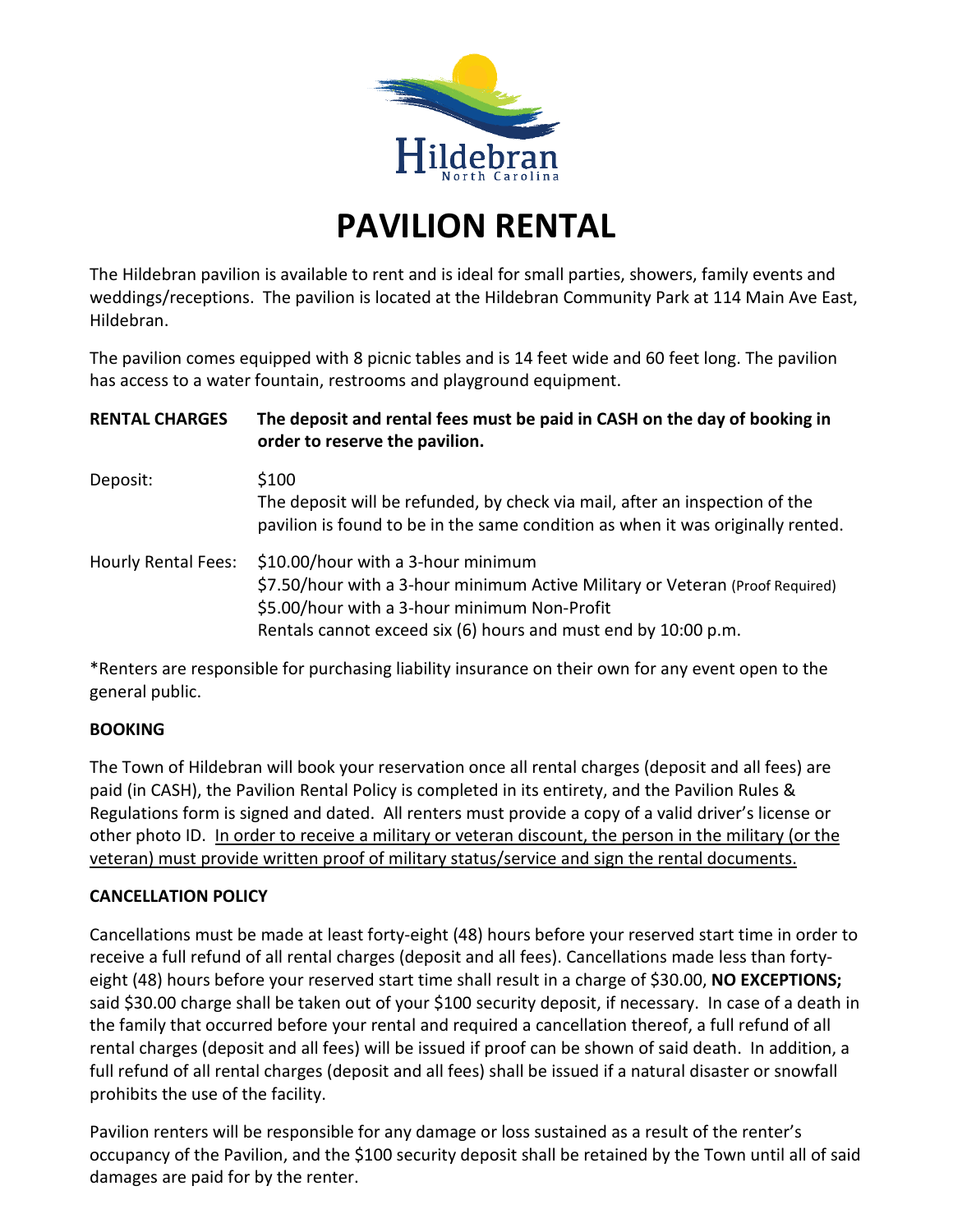Hildebran
North Carolina

# PAVILION RENTAL

The Hildebran pavilion is available to rent and is ideal for small parties, showers, family events and weddings/receptions. The pavilion is located at the Hildebran Community Park at 114 Main Ave East, Hildebran.

The pavilion comes equipped with 8 picnic tables and is 14 feet wide and 60 feet long. The pavilion has access to a water fountain, restrooms and playground equipment.

**RENTAL CHARGES** **The deposit and rental fees must be paid in CASH on the day of booking in order to reserve the pavilion.**

Deposit: $100
The deposit will be refunded, by check via mail, after an inspection of the pavilion is found to be in the same condition as when it was originally rented.

Hourly Rental Fees: $10.00/hour with a 3-hour minimum
$7.50/hour with a 3-hour minimum Active Military or Veteran (Proof Required)
$5.00/hour with a 3-hour minimum Non-Profit
Rentals cannot exceed six (6) hours and must end by 10:00 p.m.

*Renters are responsible for purchasing liability insurance on their own for any event open to the general public.

**BOOKING**

The Town of Hildebran will book your reservation once all rental charges (deposit and all fees) are paid (in CASH), the Pavilion Rental Policy is completed in its entirety, and the Pavilion Rules & Regulations form is signed and dated. All renters must provide a copy of a valid driver's license or other photo ID. <u>In order to receive a military or veteran discount, the person in the military (or the veteran) must provide written proof of military status/service and sign the rental documents.</u>

**CANCELLATION POLICY**

Cancellations must be made at least forty-eight (48) hours before your reserved start time in order to receive a full refund of all rental charges (deposit and all fees). Cancellations made less than forty-eight (48) hours before your reserved start time shall result in a charge of $30.00, **NO EXCEPTIONS;** said $30.00 charge shall be taken out of your $100 security deposit, if necessary. In case of a death in the family that occurred before your rental and required a cancellation thereof, a full refund of all rental charges (deposit and all fees) will be issued if proof can be shown of said death. In addition, a full refund of all rental charges (deposit and all fees) shall be issued if a natural disaster or snowfall prohibits the use of the facility.

Pavilion renters will be responsible for any damage or loss sustained as a result of the renter's occupancy of the Pavilion, and the $100 security deposit shall be retained by the Town until all of said damages are paid for by the renter.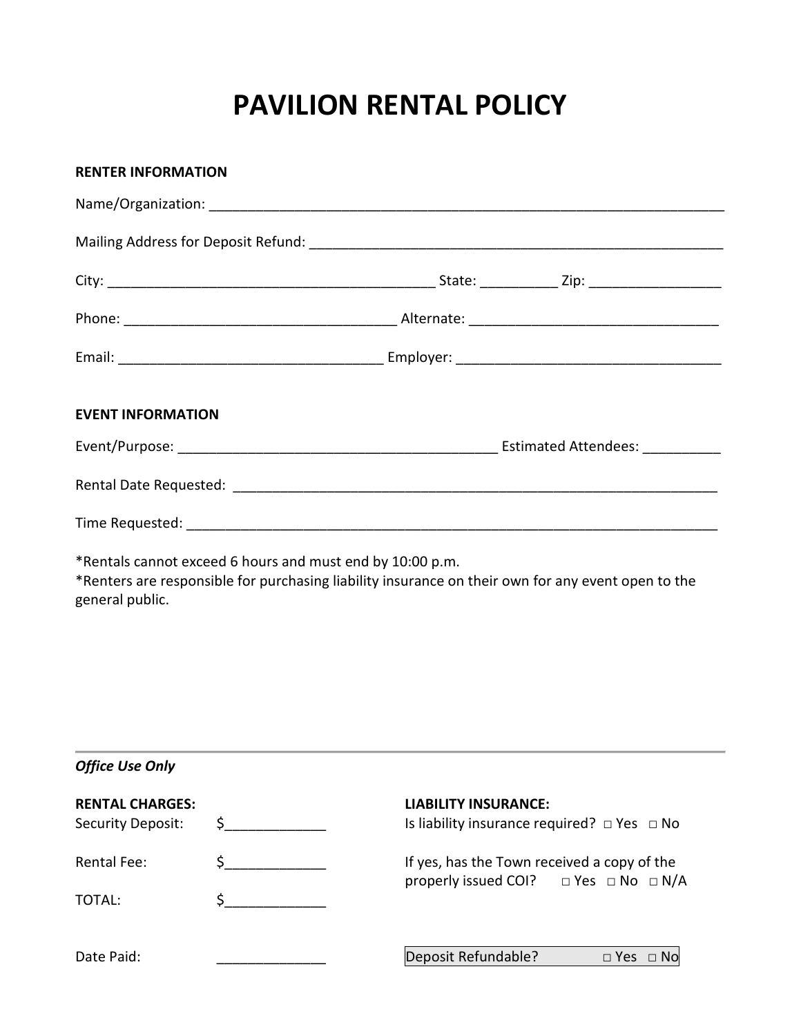# PAVILION RENTAL POLICY

**RENTER INFORMATION**

Name/Organization: ______________________________________________________________________

Mailing Address for Deposit Refund: ______________________________________________________

City: ____________________________________________ State: __________ Zip: _________________

Phone: ____________________________________ Alternate: ________________________________

Email: ___________________________________ Employer: __________________________________

**EVENT INFORMATION**

Event/Purpose: __________________________________________ Estimated Attendees: __________

Rental Date Requested: ________________________________________________________________

Time Requested: _______________________________________________________________________

*Rentals cannot exceed 6 hours and must end by 10:00 p.m.
*Renters are responsible for purchasing liability insurance on their own for any event open to the general public.

---

***Office Use Only***

**RENTAL CHARGES:**

Security Deposit: $_____________

Rental Fee: $_____________

TOTAL: $_____________

Date Paid: ______________

**LIABILITY INSURANCE:**

Is liability insurance required? □ Yes □ No

If yes, has the Town received a copy of the properly issued COI? □ Yes □ No □ N/A

Deposit Refundable? □ Yes □ No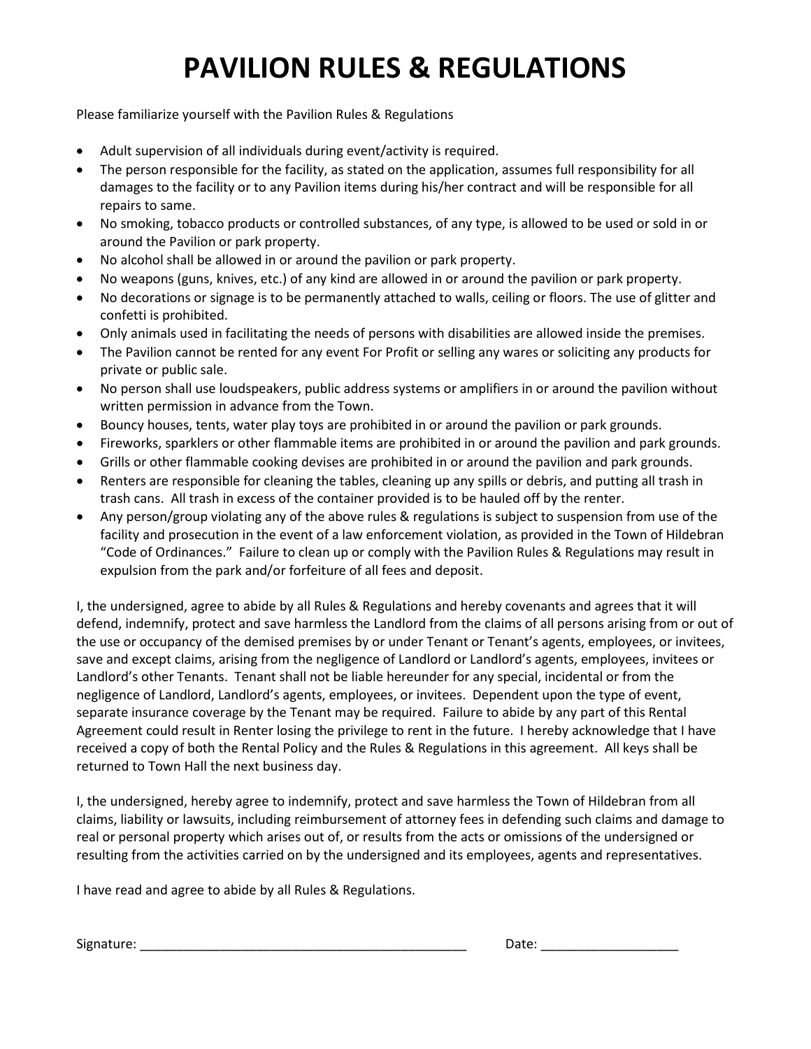# PAVILION RULES & REGULATIONS

Please familiarize yourself with the Pavilion Rules & Regulations

- Adult supervision of all individuals during event/activity is required.
- The person responsible for the facility, as stated on the application, assumes full responsibility for all damages to the facility or to any Pavilion items during his/her contract and will be responsible for all repairs to same.
- No smoking, tobacco products or controlled substances, of any type, is allowed to be used or sold in or around the Pavilion or park property.
- No alcohol shall be allowed in or around the pavilion or park property.
- No weapons (guns, knives, etc.) of any kind are allowed in or around the pavilion or park property.
- No decorations or signage is to be permanently attached to walls, ceiling or floors. The use of glitter and confetti is prohibited.
- Only animals used in facilitating the needs of persons with disabilities are allowed inside the premises.
- The Pavilion cannot be rented for any event For Profit or selling any wares or soliciting any products for private or public sale.
- No person shall use loudspeakers, public address systems or amplifiers in or around the pavilion without written permission in advance from the Town.
- Bouncy houses, tents, water play toys are prohibited in or around the pavilion or park grounds.
- Fireworks, sparklers or other flammable items are prohibited in or around the pavilion and park grounds.
- Grills or other flammable cooking devises are prohibited in or around the pavilion and park grounds.
- Renters are responsible for cleaning the tables, cleaning up any spills or debris, and putting all trash in trash cans. All trash in excess of the container provided is to be hauled off by the renter.
- Any person/group violating any of the above rules & regulations is subject to suspension from use of the facility and prosecution in the event of a law enforcement violation, as provided in the Town of Hildebran "Code of Ordinances." Failure to clean up or comply with the Pavilion Rules & Regulations may result in expulsion from the park and/or forfeiture of all fees and deposit.

I, the undersigned, agree to abide by all Rules & Regulations and hereby covenants and agrees that it will defend, indemnify, protect and save harmless the Landlord from the claims of all persons arising from or out of the use or occupancy of the demised premises by or under Tenant or Tenant's agents, employees, or invitees, save and except claims, arising from the negligence of Landlord or Landlord's agents, employees, invitees or Landlord's other Tenants. Tenant shall not be liable hereunder for any special, incidental or from the negligence of Landlord, Landlord's agents, employees, or invitees. Dependent upon the type of event, separate insurance coverage by the Tenant may be required. Failure to abide by any part of this Rental Agreement could result in Renter losing the privilege to rent in the future. I hereby acknowledge that I have received a copy of both the Rental Policy and the Rules & Regulations in this agreement. All keys shall be returned to Town Hall the next business day.

I, the undersigned, hereby agree to indemnify, protect and save harmless the Town of Hildebran from all claims, liability or lawsuits, including reimbursement of attorney fees in defending such claims and damage to real or personal property which arises out of, or results from the acts or omissions of the undersigned or resulting from the activities carried on by the undersigned and its employees, agents and representatives.

I have read and agree to abide by all Rules & Regulations.

Signature: _______________________________________________ Date: ___________________